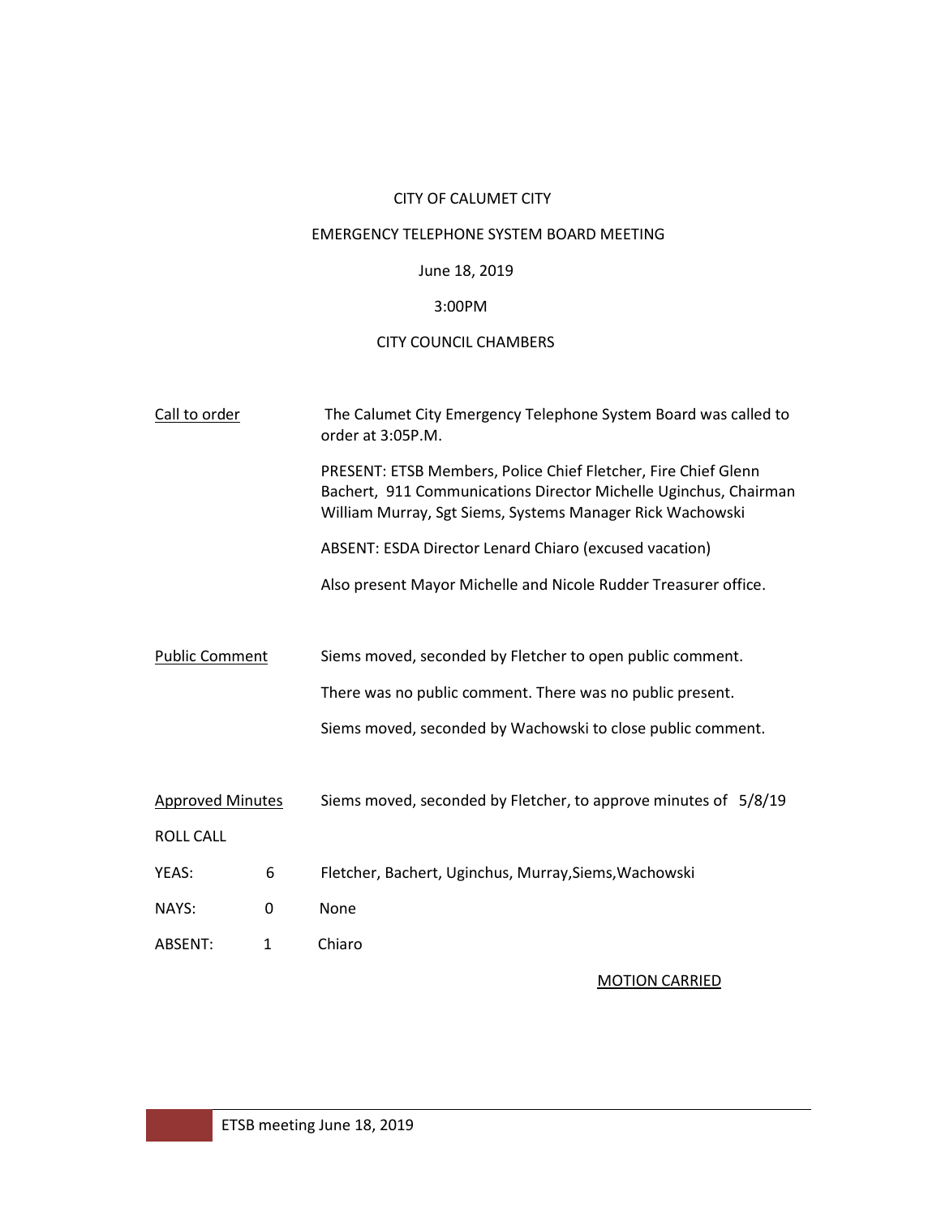CITY OF CALUMET CITY

EMERGENCY TELEPHONE SYSTEM BOARD MEETING

June 18, 2019

3:00PM

CITY COUNCIL CHAMBERS

Call to order — The Calumet City Emergency Telephone System Board was called to order at 3:05P.M.

PRESENT: ETSB Members, Police Chief Fletcher, Fire Chief Glenn Bachert, 911 Communications Director Michelle Uginchus, Chairman William Murray, Sgt Siems, Systems Manager Rick Wachowski

ABSENT: ESDA Director Lenard Chiaro (excused vacation)

Also present Mayor Michelle and Nicole Rudder Treasurer office.

Public Comment — Siems moved, seconded by Fletcher to open public comment.

There was no public comment. There was no public present.

Siems moved, seconded by Wachowski to close public comment.

Approved Minutes — Siems moved, seconded by Fletcher, to approve minutes of 5/8/19

ROLL CALL

| | | |
|---|---|---|
| YEAS: | 6 | Fletcher, Bachert, Uginchus, Murray,Siems,Wachowski |
| NAYS: | 0 | None |
| ABSENT: | 1 | Chiaro |

MOTION CARRIED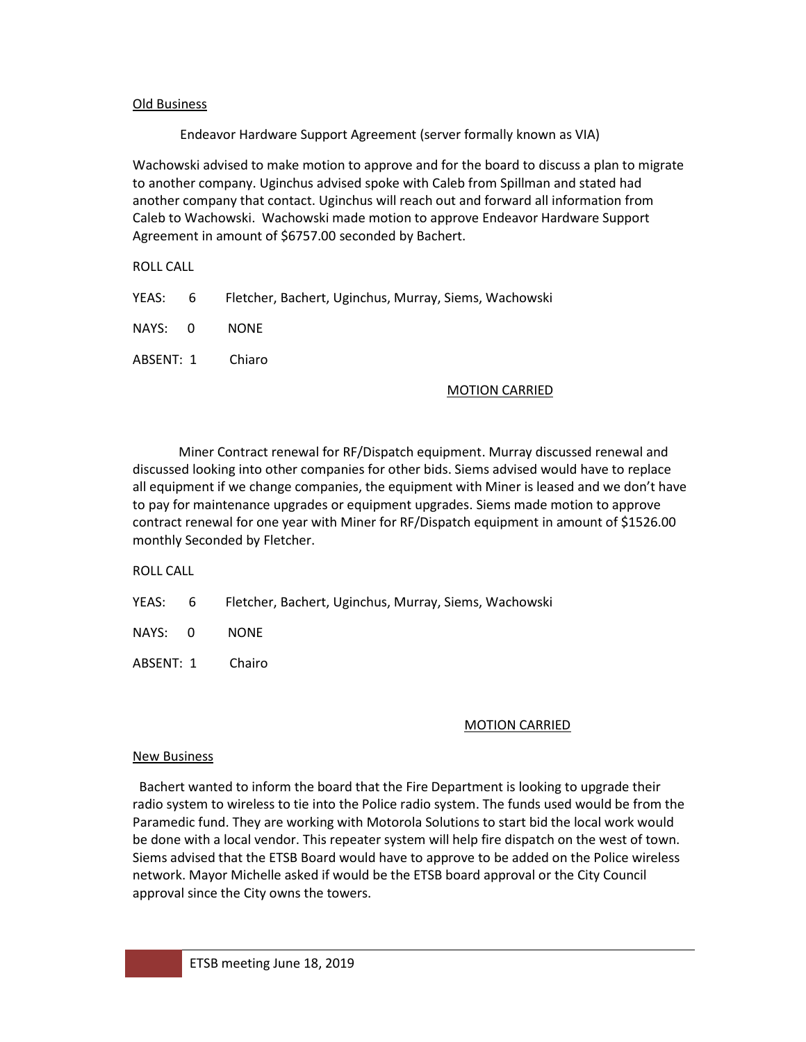Old Business

Endeavor Hardware Support Agreement (server formally known as VIA)

Wachowski advised to make motion to approve and for the board to discuss a plan to migrate to another company. Uginchus advised spoke with Caleb from Spillman and stated had another company that contact. Uginchus will reach out and forward all information from Caleb to Wachowski. Wachowski made motion to approve Endeavor Hardware Support Agreement in amount of $6757.00 seconded by Bachert.

ROLL CALL

YEAS: 6 Fletcher, Bachert, Uginchus, Murray, Siems, Wachowski

NAYS: 0 NONE

ABSENT: 1 Chiaro

MOTION CARRIED

Miner Contract renewal for RF/Dispatch equipment. Murray discussed renewal and discussed looking into other companies for other bids. Siems advised would have to replace all equipment if we change companies, the equipment with Miner is leased and we don't have to pay for maintenance upgrades or equipment upgrades. Siems made motion to approve contract renewal for one year with Miner for RF/Dispatch equipment in amount of $1526.00 monthly Seconded by Fletcher.

ROLL CALL

YEAS: 6 Fletcher, Bachert, Uginchus, Murray, Siems, Wachowski

NAYS: 0 NONE

ABSENT: 1 Chairo

MOTION CARRIED

New Business

Bachert wanted to inform the board that the Fire Department is looking to upgrade their radio system to wireless to tie into the Police radio system. The funds used would be from the Paramedic fund. They are working with Motorola Solutions to start bid the local work would be done with a local vendor. This repeater system will help fire dispatch on the west of town. Siems advised that the ETSB Board would have to approve to be added on the Police wireless network. Mayor Michelle asked if would be the ETSB board approval or the City Council approval since the City owns the towers.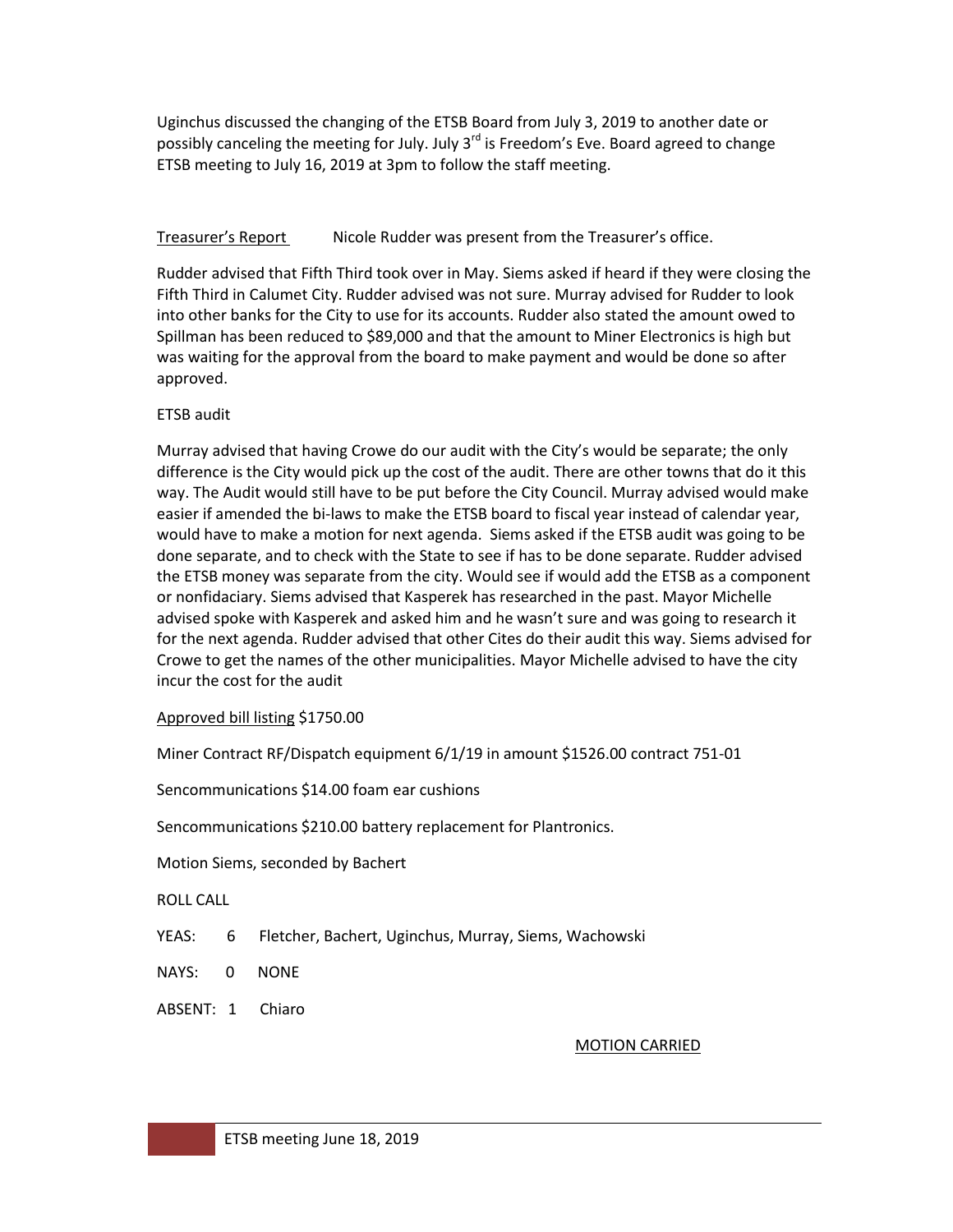Uginchus discussed the changing of the ETSB Board from July 3, 2019 to another date or possibly canceling the meeting for July. July 3rd is Freedom's Eve. Board agreed to change ETSB meeting to July 16, 2019 at 3pm to follow the staff meeting.

Treasurer's Report     Nicole Rudder was present from the Treasurer's office.

Rudder advised that Fifth Third took over in May. Siems asked if heard if they were closing the Fifth Third in Calumet City. Rudder advised was not sure. Murray advised for Rudder to look into other banks for the City to use for its accounts. Rudder also stated the amount owed to Spillman has been reduced to $89,000 and that the amount to Miner Electronics is high but was waiting for the approval from the board to make payment and would be done so after approved.

ETSB audit

Murray advised that having Crowe do our audit with the City's would be separate; the only difference is the City would pick up the cost of the audit. There are other towns that do it this way. The Audit would still have to be put before the City Council. Murray advised would make easier if amended the bi-laws to make the ETSB board to fiscal year instead of calendar year, would have to make a motion for next agenda. Siems asked if the ETSB audit was going to be done separate, and to check with the State to see if has to be done separate. Rudder advised the ETSB money was separate from the city. Would see if would add the ETSB as a component or nonfidaciary. Siems advised that Kasperek has researched in the past. Mayor Michelle advised spoke with Kasperek and asked him and he wasn't sure and was going to research it for the next agenda. Rudder advised that other Cites do their audit this way. Siems advised for Crowe to get the names of the other municipalities. Mayor Michelle advised to have the city incur the cost for the audit

Approved bill listing $1750.00

Miner Contract RF/Dispatch equipment 6/1/19 in amount $1526.00 contract 751-01

Sencommunications $14.00 foam ear cushions

Sencommunications $210.00 battery replacement for Plantronics.

Motion Siems, seconded by Bachert

ROLL CALL

YEAS: 6 Fletcher, Bachert, Uginchus, Murray, Siems, Wachowski

NAYS: 0 NONE

ABSENT: 1 Chiaro

MOTION CARRIED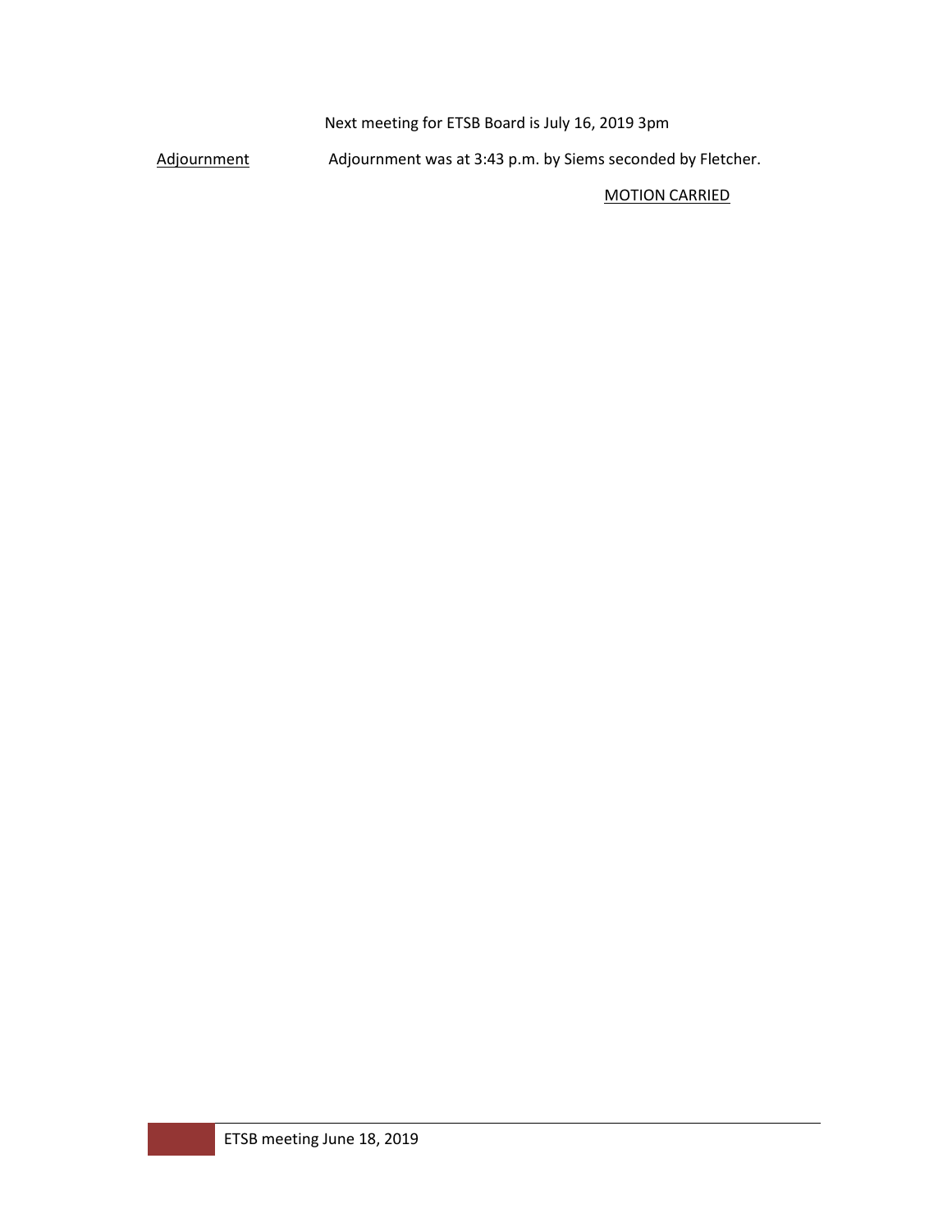Next meeting for ETSB Board is July 16, 2019 3pm

Adjournment — Adjournment was at 3:43 p.m. by Siems seconded by Fletcher.

MOTION CARRIED